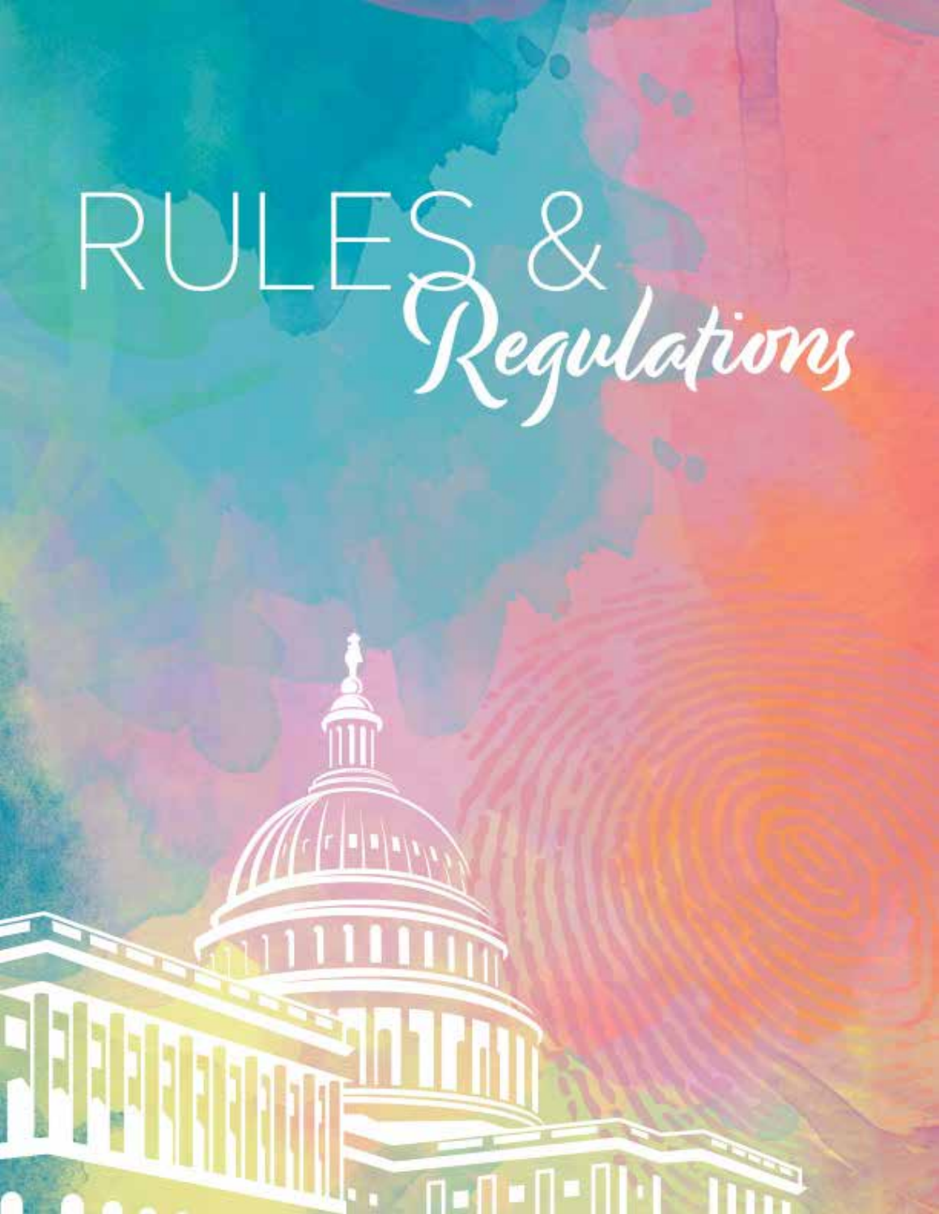# RULES & *Regulations*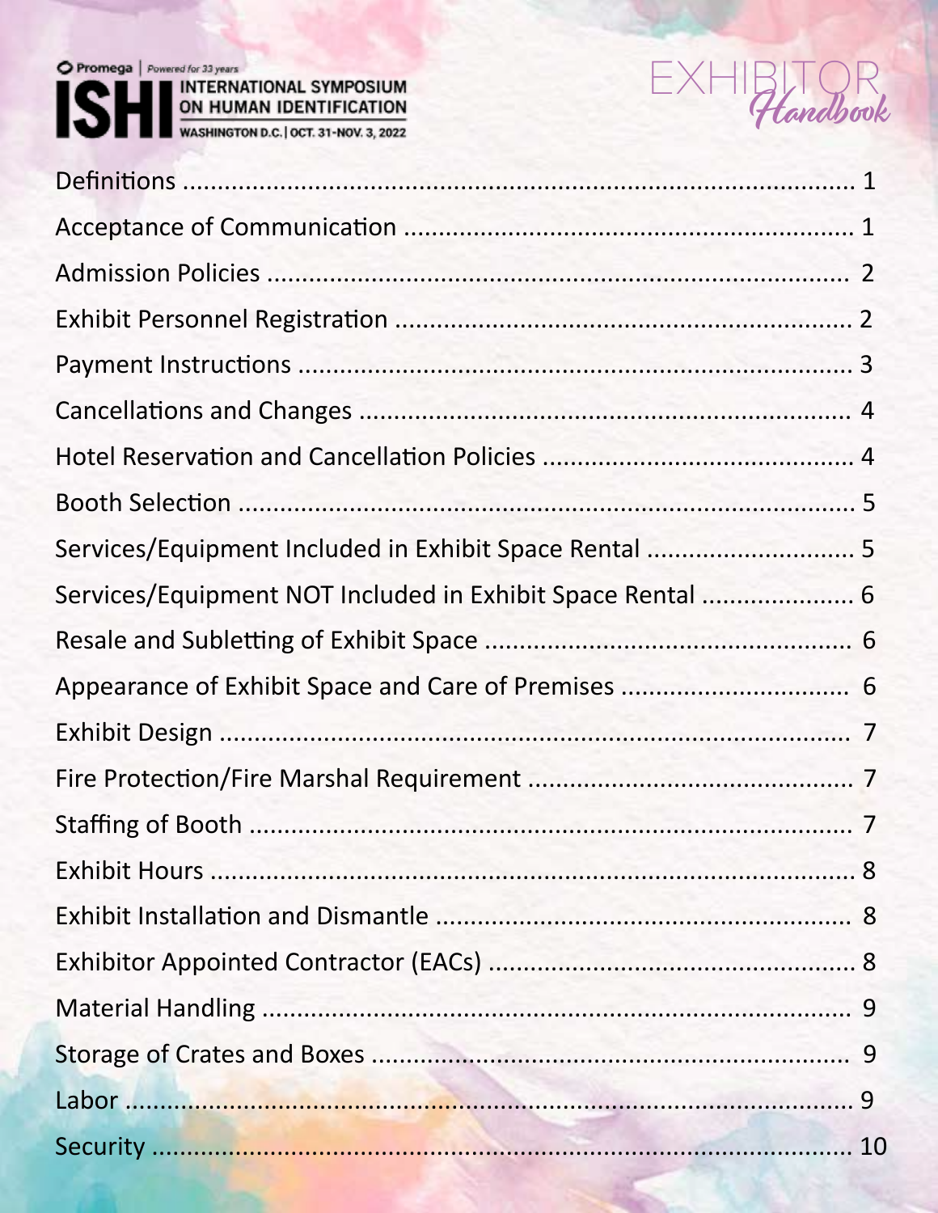Promega | Powered for 33 years

# ISHI INTERNATIONAL SYMPOSIUM ON HUMAN IDENTIFICATION

WASHINGTON D.C. | OCT. 31-NOV. 3, 2022

## EXHIBITOR *Handbook*

| | |
|---|---|
| Definitions | 1 |
| Acceptance of Communication | 1 |
| Admission Policies | 2 |
| Exhibit Personnel Registration | 2 |
| Payment Instructions | 3 |
| Cancellations and Changes | 4 |
| Hotel Reservation and Cancellation Policies | 4 |
| Booth Selection | 5 |
| Services/Equipment Included in Exhibit Space Rental | 5 |
| Services/Equipment NOT Included in Exhibit Space Rental | 6 |
| Resale and Subletting of Exhibit Space | 6 |
| Appearance of Exhibit Space and Care of Premises | 6 |
| Exhibit Design | 7 |
| Fire Protection/Fire Marshal Requirement | 7 |
| Staffing of Booth | 7 |
| Exhibit Hours | 8 |
| Exhibit Installation and Dismantle | 8 |
| Exhibitor Appointed Contractor (EACs) | 8 |
| Material Handling | 9 |
| Storage of Crates and Boxes | 9 |
| Labor | 9 |
| Security | 10 |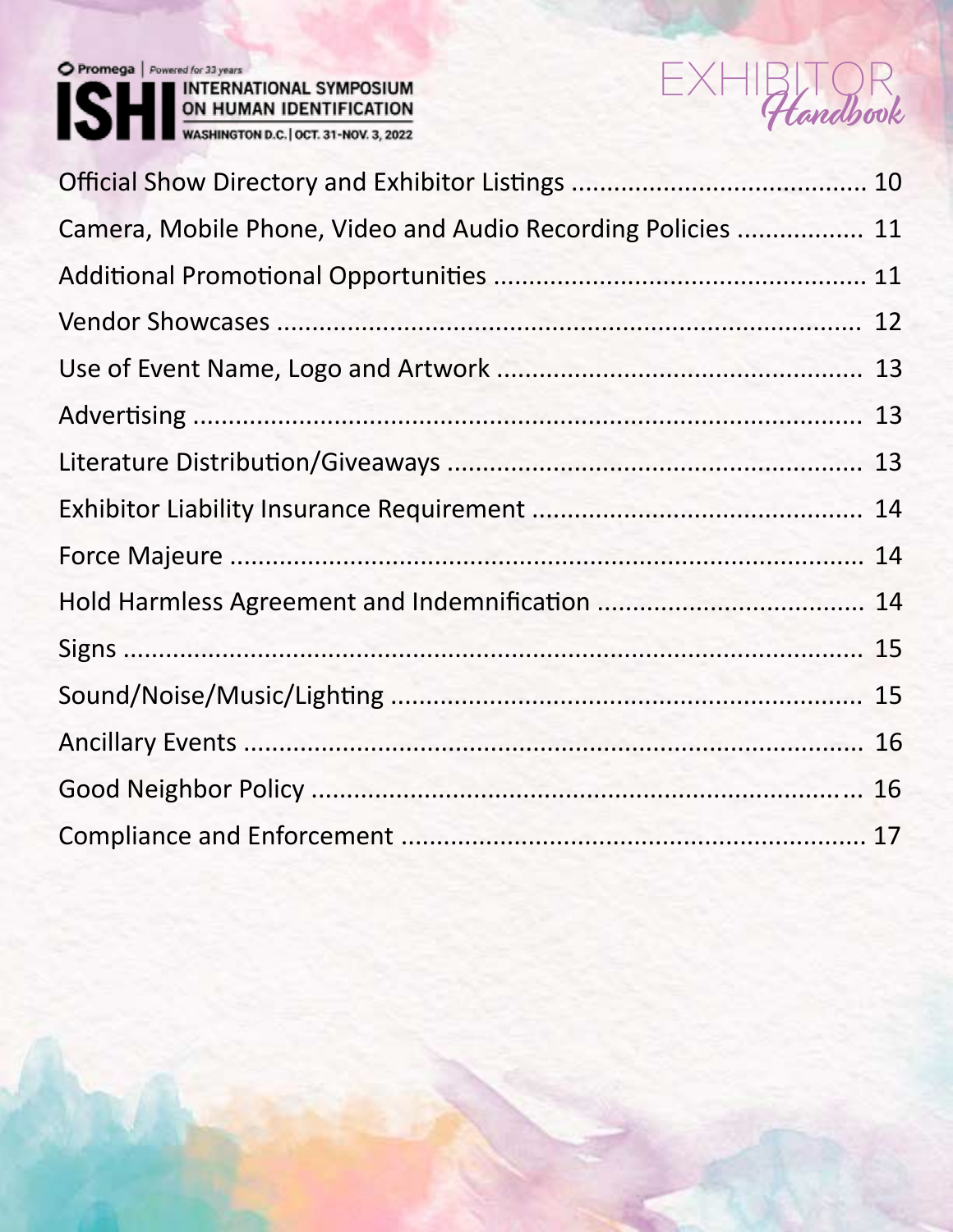Official Show Directory and Exhibitor Listings ........................................ 10
Camera, Mobile Phone, Video and Audio Recording Policies ................. 11
Additional Promotional Opportunities ................................................... 11
Vendor Showcases .................................................................................. 12
Use of Event Name, Logo and Artwork .................................................. 13
Advertising .............................................................................................. 13
Literature Distribution/Giveaways ......................................................... 13
Exhibitor Liability Insurance Requirement ............................................. 14
Force Majeure ......................................................................................... 14
Hold Harmless Agreement and Indemnification .................................... 14
Signs ........................................................................................................ 15
Sound/Noise/Music/Lighting .................................................................. 15
Ancillary Events ....................................................................................... 16
Good Neighbor Policy ............................................................................. 16
Compliance and Enforcement ................................................................ 17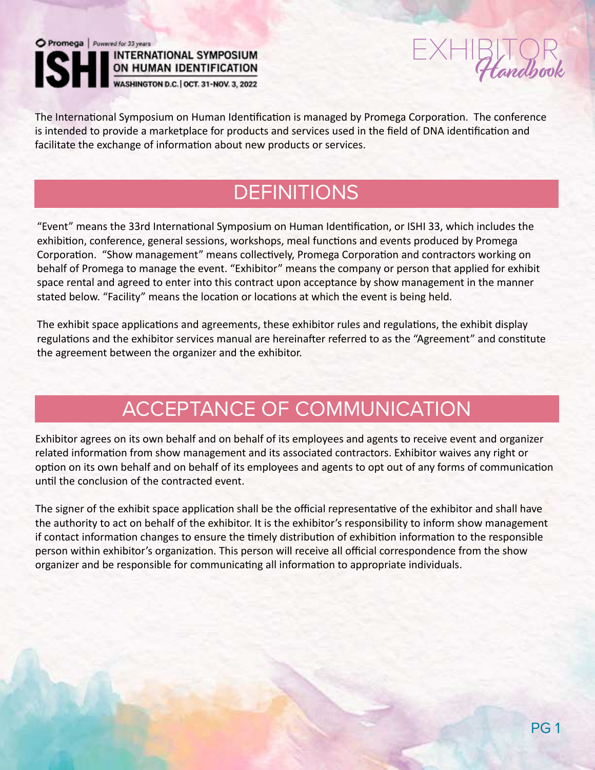The International Symposium on Human Identification is managed by Promega Corporation. The conference is intended to provide a marketplace for products and services used in the field of DNA identification and facilitate the exchange of information about new products or services.

## DEFINITIONS

"Event" means the 33rd International Symposium on Human Identification, or ISHI 33, which includes the exhibition, conference, general sessions, workshops, meal functions and events produced by Promega Corporation. "Show management" means collectively, Promega Corporation and contractors working on behalf of Promega to manage the event. "Exhibitor" means the company or person that applied for exhibit space rental and agreed to enter into this contract upon acceptance by show management in the manner stated below. "Facility" means the location or locations at which the event is being held.

The exhibit space applications and agreements, these exhibitor rules and regulations, the exhibit display regulations and the exhibitor services manual are hereinafter referred to as the "Agreement" and constitute the agreement between the organizer and the exhibitor.

## ACCEPTANCE OF COMMUNICATION

Exhibitor agrees on its own behalf and on behalf of its employees and agents to receive event and organizer related information from show management and its associated contractors. Exhibitor waives any right or option on its own behalf and on behalf of its employees and agents to opt out of any forms of communication until the conclusion of the contracted event.

The signer of the exhibit space application shall be the official representative of the exhibitor and shall have the authority to act on behalf of the exhibitor. It is the exhibitor's responsibility to inform show management if contact information changes to ensure the timely distribution of exhibition information to the responsible person within exhibitor's organization. This person will receive all official correspondence from the show organizer and be responsible for communicating all information to appropriate individuals.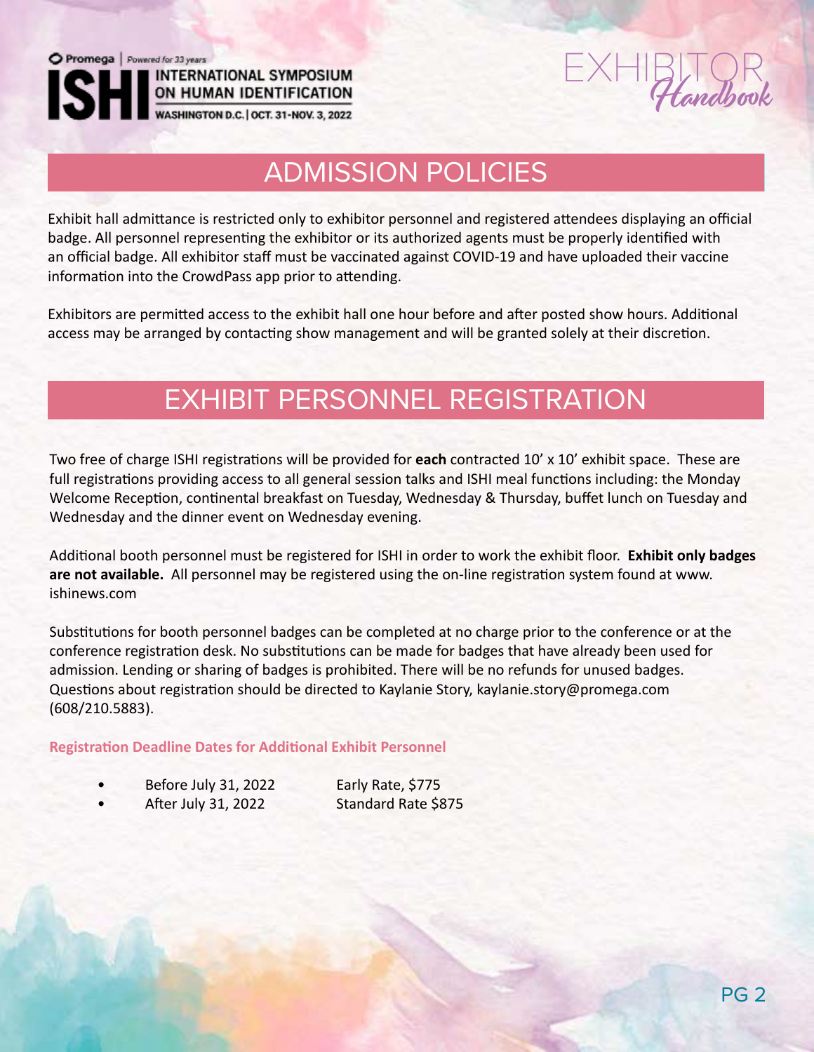## ADMISSION POLICIES

Exhibit hall admittance is restricted only to exhibitor personnel and registered attendees displaying an official badge. All personnel representing the exhibitor or its authorized agents must be properly identified with an official badge. All exhibitor staff must be vaccinated against COVID-19 and have uploaded their vaccine information into the CrowdPass app prior to attending.

Exhibitors are permitted access to the exhibit hall one hour before and after posted show hours. Additional access may be arranged by contacting show management and will be granted solely at their discretion.

## EXHIBIT PERSONNEL REGISTRATION

Two free of charge ISHI registrations will be provided for **each** contracted 10' x 10' exhibit space. These are full registrations providing access to all general session talks and ISHI meal functions including: the Monday Welcome Reception, continental breakfast on Tuesday, Wednesday & Thursday, buffet lunch on Tuesday and Wednesday and the dinner event on Wednesday evening.

Additional booth personnel must be registered for ISHI in order to work the exhibit floor. **Exhibit only badges are not available.** All personnel may be registered using the on-line registration system found at www.ishinews.com

Substitutions for booth personnel badges can be completed at no charge prior to the conference or at the conference registration desk. No substitutions can be made for badges that have already been used for admission. Lending or sharing of badges is prohibited. There will be no refunds for unused badges. Questions about registration should be directed to Kaylanie Story, kaylanie.story@promega.com (608/210.5883).

**Registration Deadline Dates for Additional Exhibit Personnel**

- Before July 31, 2022 — Early Rate, $775
- After July 31, 2022 — Standard Rate $875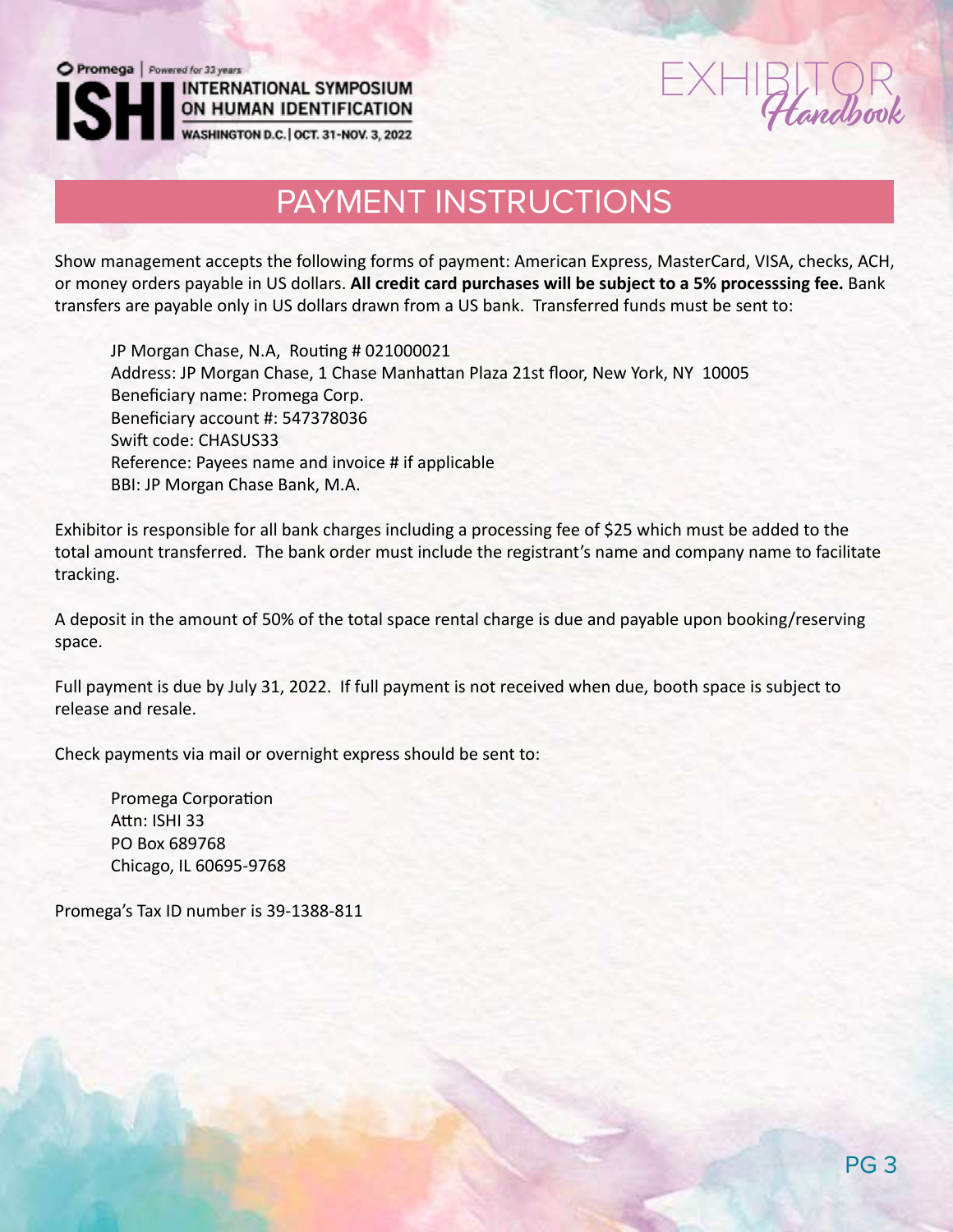## PAYMENT INSTRUCTIONS

Show management accepts the following forms of payment: American Express, MasterCard, VISA, checks, ACH, or money orders payable in US dollars. **All credit card purchases will be subject to a 5% processsing fee.** Bank transfers are payable only in US dollars drawn from a US bank. Transferred funds must be sent to:

JP Morgan Chase, N.A, Routing # 021000021
Address: JP Morgan Chase, 1 Chase Manhattan Plaza 21st floor, New York, NY 10005
Beneficiary name: Promega Corp.
Beneficiary account #: 547378036
Swift code: CHASUS33
Reference: Payees name and invoice # if applicable
BBI: JP Morgan Chase Bank, M.A.

Exhibitor is responsible for all bank charges including a processing fee of $25 which must be added to the total amount transferred. The bank order must include the registrant's name and company name to facilitate tracking.

A deposit in the amount of 50% of the total space rental charge is due and payable upon booking/reserving space.

Full payment is due by July 31, 2022. If full payment is not received when due, booth space is subject to release and resale.

Check payments via mail or overnight express should be sent to:

Promega Corporation
Attn: ISHI 33
PO Box 689768
Chicago, IL 60695-9768

Promega's Tax ID number is 39-1388-811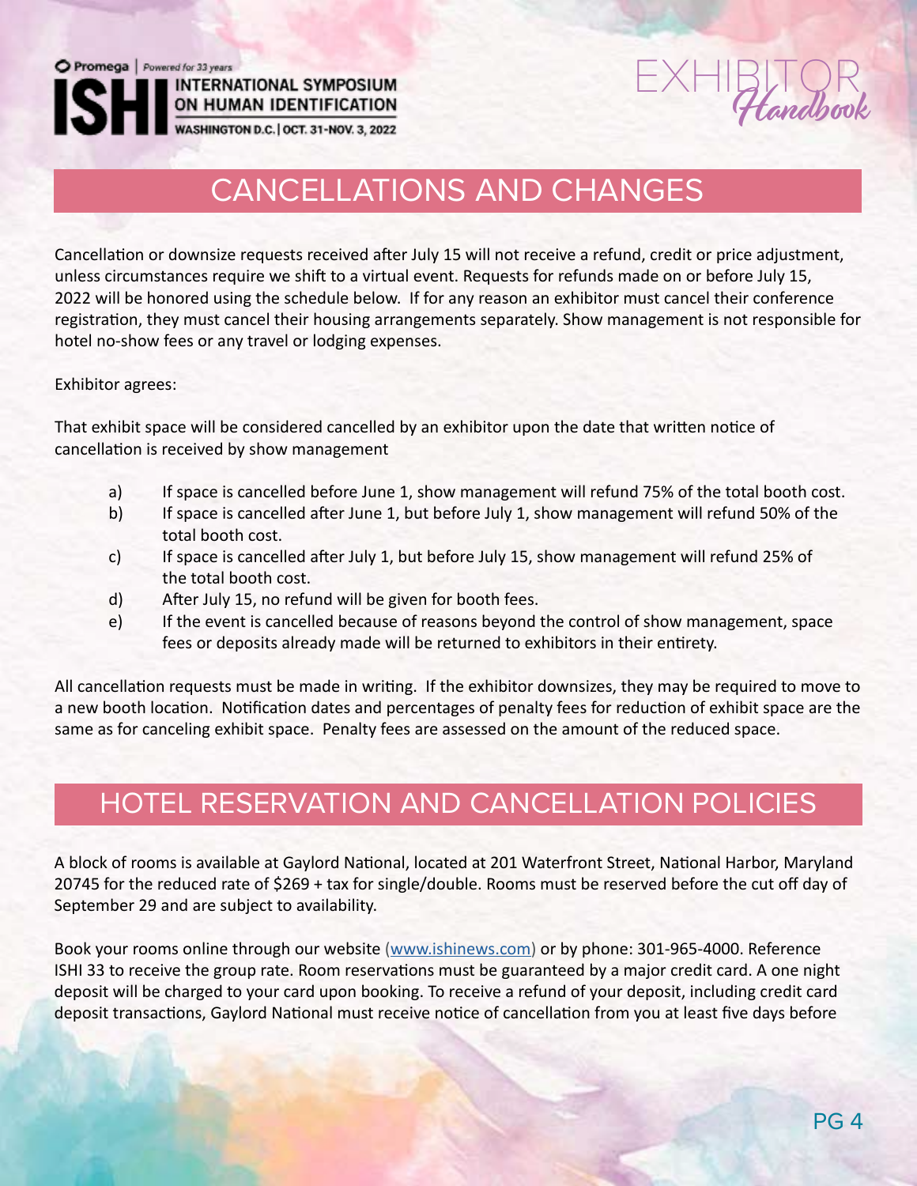## CANCELLATIONS AND CHANGES

Cancellation or downsize requests received after July 15 will not receive a refund, credit or price adjustment, unless circumstances require we shift to a virtual event. Requests for refunds made on or before July 15, 2022 will be honored using the schedule below. If for any reason an exhibitor must cancel their conference registration, they must cancel their housing arrangements separately. Show management is not responsible for hotel no-show fees or any travel or lodging expenses.

Exhibitor agrees:

That exhibit space will be considered cancelled by an exhibitor upon the date that written notice of cancellation is received by show management

- a) If space is cancelled before June 1, show management will refund 75% of the total booth cost.
- b) If space is cancelled after June 1, but before July 1, show management will refund 50% of the total booth cost.
- c) If space is cancelled after July 1, but before July 15, show management will refund 25% of the total booth cost.
- d) After July 15, no refund will be given for booth fees.
- e) If the event is cancelled because of reasons beyond the control of show management, space fees or deposits already made will be returned to exhibitors in their entirety.

All cancellation requests must be made in writing. If the exhibitor downsizes, they may be required to move to a new booth location. Notification dates and percentages of penalty fees for reduction of exhibit space are the same as for canceling exhibit space. Penalty fees are assessed on the amount of the reduced space.

## HOTEL RESERVATION AND CANCELLATION POLICIES

A block of rooms is available at Gaylord National, located at 201 Waterfront Street, National Harbor, Maryland 20745 for the reduced rate of $269 + tax for single/double. Rooms must be reserved before the cut off day of September 29 and are subject to availability.

Book your rooms online through our website (www.ishinews.com) or by phone: 301-965-4000. Reference ISHI 33 to receive the group rate. Room reservations must be guaranteed by a major credit card. A one night deposit will be charged to your card upon booking. To receive a refund of your deposit, including credit card deposit transactions, Gaylord National must receive notice of cancellation from you at least five days before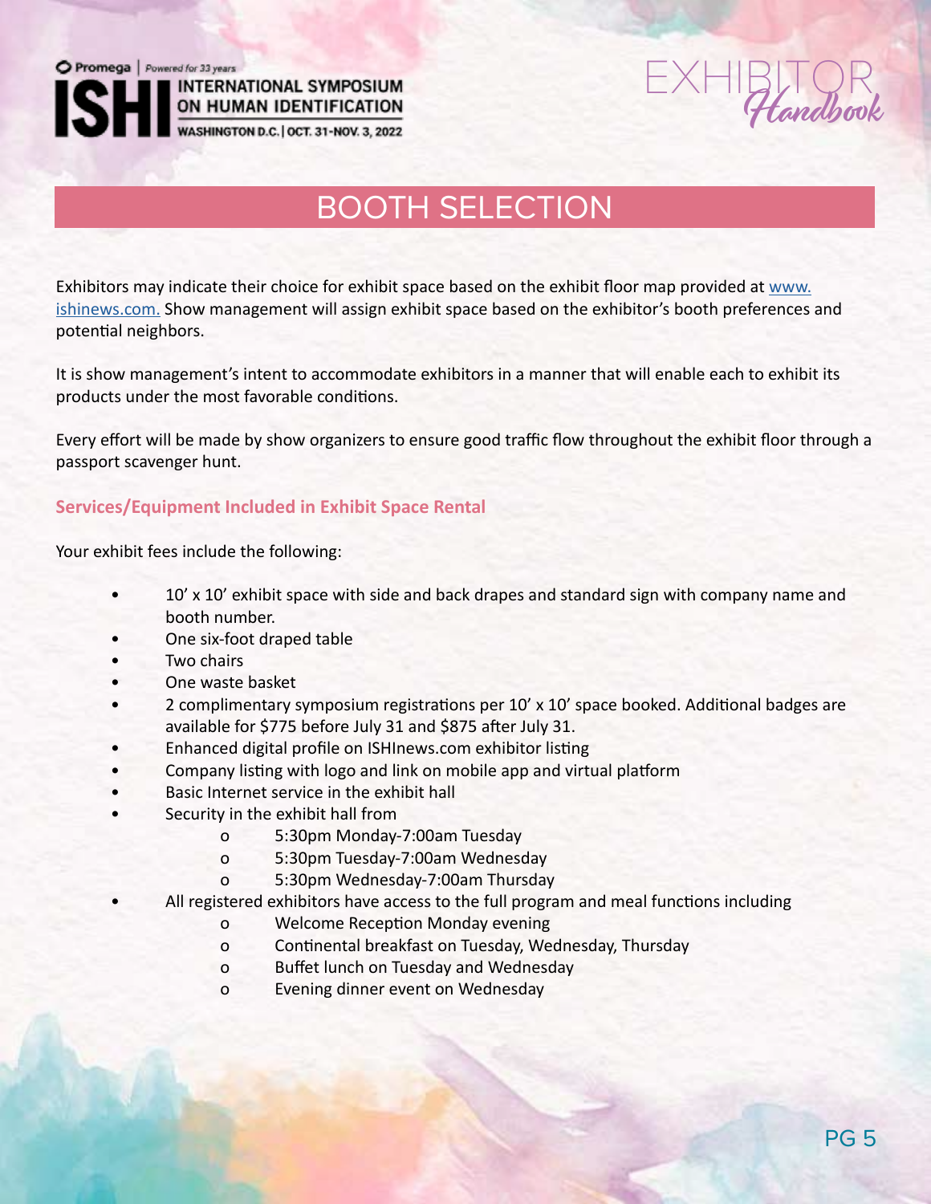# BOOTH SELECTION

Exhibitors may indicate their choice for exhibit space based on the exhibit floor map provided at [www.ishinews.com.](http://www.ishinews.com) Show management will assign exhibit space based on the exhibitor's booth preferences and potential neighbors.

It is show management's intent to accommodate exhibitors in a manner that will enable each to exhibit its products under the most favorable conditions.

Every effort will be made by show organizers to ensure good traffic flow throughout the exhibit floor through a passport scavenger hunt.

### Services/Equipment Included in Exhibit Space Rental

Your exhibit fees include the following:

- 10' x 10' exhibit space with side and back drapes and standard sign with company name and booth number.
- One six-foot draped table
- Two chairs
- One waste basket
- 2 complimentary symposium registrations per 10' x 10' space booked. Additional badges are available for $775 before July 31 and $875 after July 31.
- Enhanced digital profile on ISHInews.com exhibitor listing
- Company listing with logo and link on mobile app and virtual platform
- Basic Internet service in the exhibit hall
- Security in the exhibit hall from
  - 5:30pm Monday-7:00am Tuesday
  - 5:30pm Tuesday-7:00am Wednesday
  - 5:30pm Wednesday-7:00am Thursday
- All registered exhibitors have access to the full program and meal functions including
  - Welcome Reception Monday evening
  - Continental breakfast on Tuesday, Wednesday, Thursday
  - Buffet lunch on Tuesday and Wednesday
  - Evening dinner event on Wednesday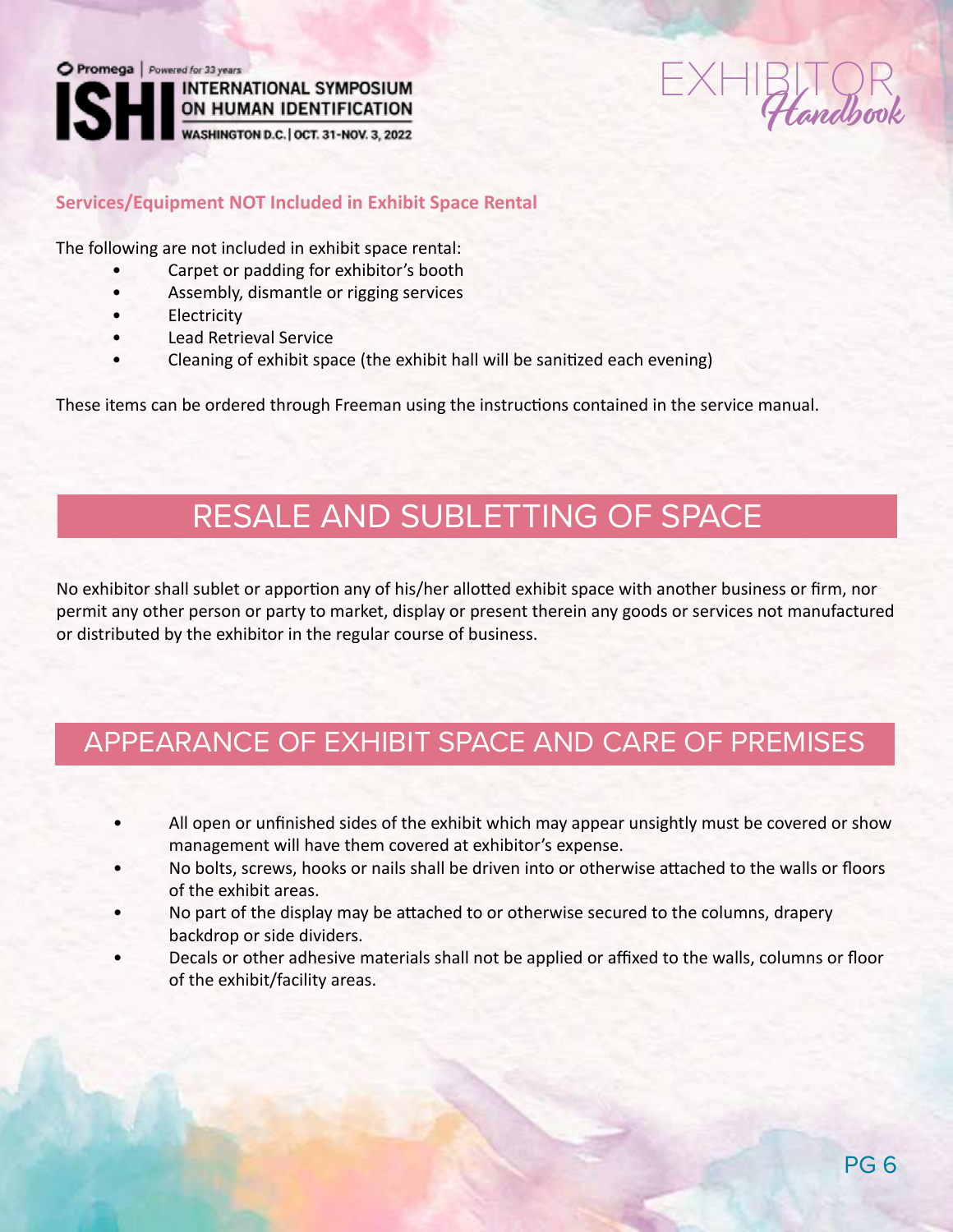**Services/Equipment NOT Included in Exhibit Space Rental**

The following are not included in exhibit space rental:

- Carpet or padding for exhibitor's booth
- Assembly, dismantle or rigging services
- Electricity
- Lead Retrieval Service
- Cleaning of exhibit space (the exhibit hall will be sanitized each evening)

These items can be ordered through Freeman using the instructions contained in the service manual.

## RESALE AND SUBLETTING OF SPACE

No exhibitor shall sublet or apportion any of his/her allotted exhibit space with another business or firm, nor permit any other person or party to market, display or present therein any goods or services not manufactured or distributed by the exhibitor in the regular course of business.

## APPEARANCE OF EXHIBIT SPACE AND CARE OF PREMISES

- All open or unfinished sides of the exhibit which may appear unsightly must be covered or show management will have them covered at exhibitor's expense.
- No bolts, screws, hooks or nails shall be driven into or otherwise attached to the walls or floors of the exhibit areas.
- No part of the display may be attached to or otherwise secured to the columns, drapery backdrop or side dividers.
- Decals or other adhesive materials shall not be applied or affixed to the walls, columns or floor of the exhibit/facility areas.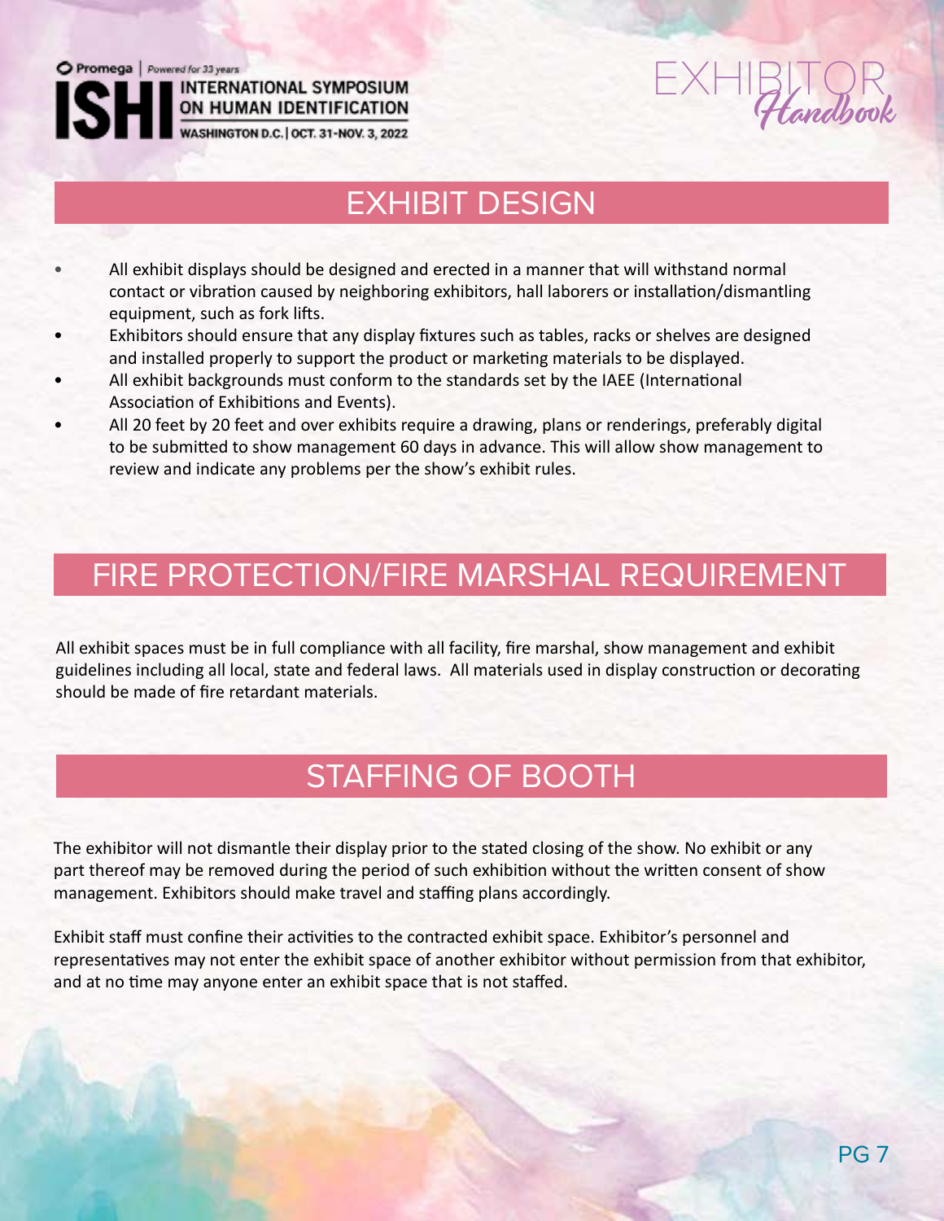## EXHIBIT DESIGN

- All exhibit displays should be designed and erected in a manner that will withstand normal contact or vibration caused by neighboring exhibitors, hall laborers or installation/dismantling equipment, such as fork lifts.
- Exhibitors should ensure that any display fixtures such as tables, racks or shelves are designed and installed properly to support the product or marketing materials to be displayed.
- All exhibit backgrounds must conform to the standards set by the IAEE (International Association of Exhibitions and Events).
- All 20 feet by 20 feet and over exhibits require a drawing, plans or renderings, preferably digital to be submitted to show management 60 days in advance. This will allow show management to review and indicate any problems per the show's exhibit rules.

## FIRE PROTECTION/FIRE MARSHAL REQUIREMENT

All exhibit spaces must be in full compliance with all facility, fire marshal, show management and exhibit guidelines including all local, state and federal laws. All materials used in display construction or decorating should be made of fire retardant materials.

## STAFFING OF BOOTH

The exhibitor will not dismantle their display prior to the stated closing of the show. No exhibit or any part thereof may be removed during the period of such exhibition without the written consent of show management. Exhibitors should make travel and staffing plans accordingly.

Exhibit staff must confine their activities to the contracted exhibit space. Exhibitor's personnel and representatives may not enter the exhibit space of another exhibitor without permission from that exhibitor, and at no time may anyone enter an exhibit space that is not staffed.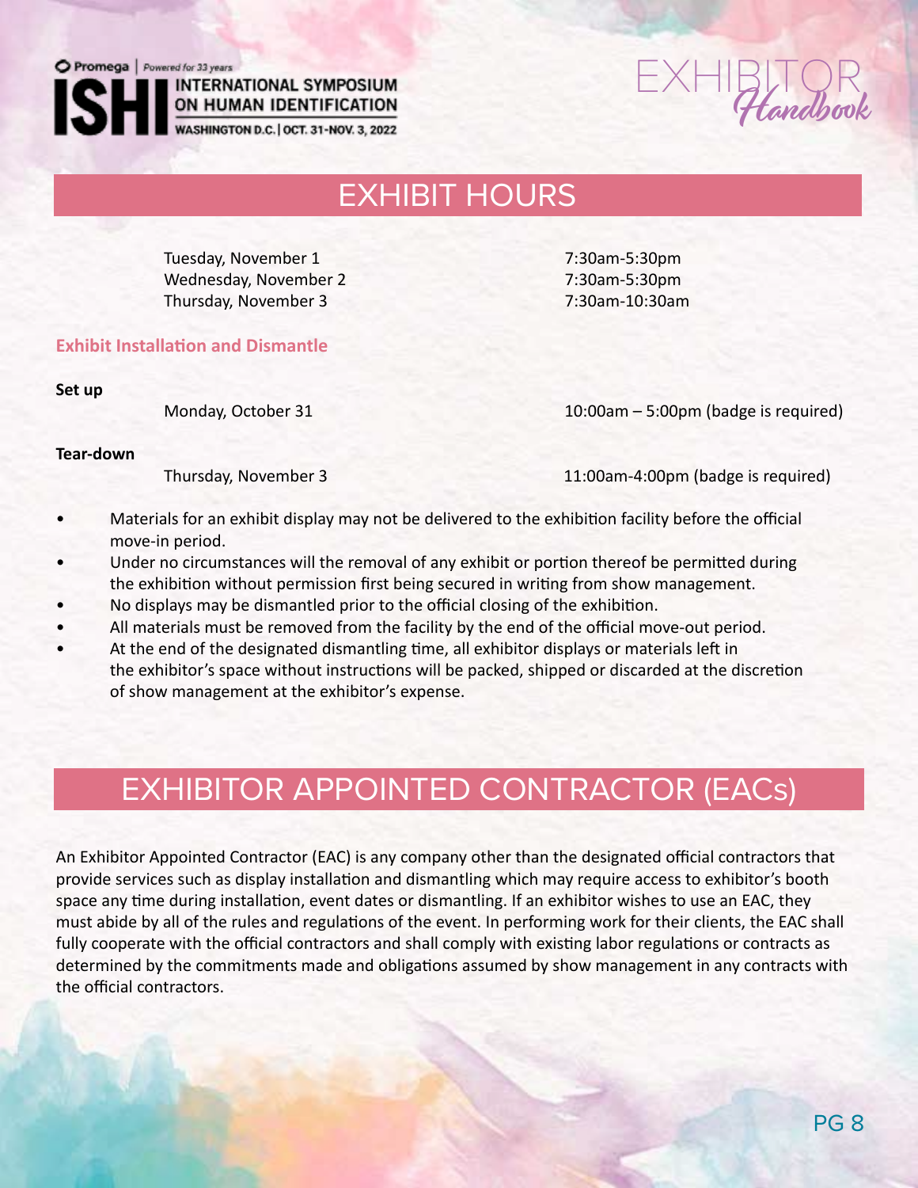# EXHIBIT HOURS

| | |
|---|---|
| Tuesday, November 1 | 7:30am-5:30pm |
| Wednesday, November 2 | 7:30am-5:30pm |
| Thursday, November 3 | 7:30am-10:30am |

## Exhibit Installation and Dismantle

**Set up**

| | |
|---|---|
| Monday, October 31 | 10:00am – 5:00pm (badge is required) |

**Tear-down**

| | |
|---|---|
| Thursday, November 3 | 11:00am-4:00pm (badge is required) |

- Materials for an exhibit display may not be delivered to the exhibition facility before the official move-in period.
- Under no circumstances will the removal of any exhibit or portion thereof be permitted during the exhibition without permission first being secured in writing from show management.
- No displays may be dismantled prior to the official closing of the exhibition.
- All materials must be removed from the facility by the end of the official move-out period.
- At the end of the designated dismantling time, all exhibitor displays or materials left in the exhibitor's space without instructions will be packed, shipped or discarded at the discretion of show management at the exhibitor's expense.

# EXHIBITOR APPOINTED CONTRACTOR (EACs)

An Exhibitor Appointed Contractor (EAC) is any company other than the designated official contractors that provide services such as display installation and dismantling which may require access to exhibitor's booth space any time during installation, event dates or dismantling. If an exhibitor wishes to use an EAC, they must abide by all of the rules and regulations of the event. In performing work for their clients, the EAC shall fully cooperate with the official contractors and shall comply with existing labor regulations or contracts as determined by the commitments made and obligations assumed by show management in any contracts with the official contractors.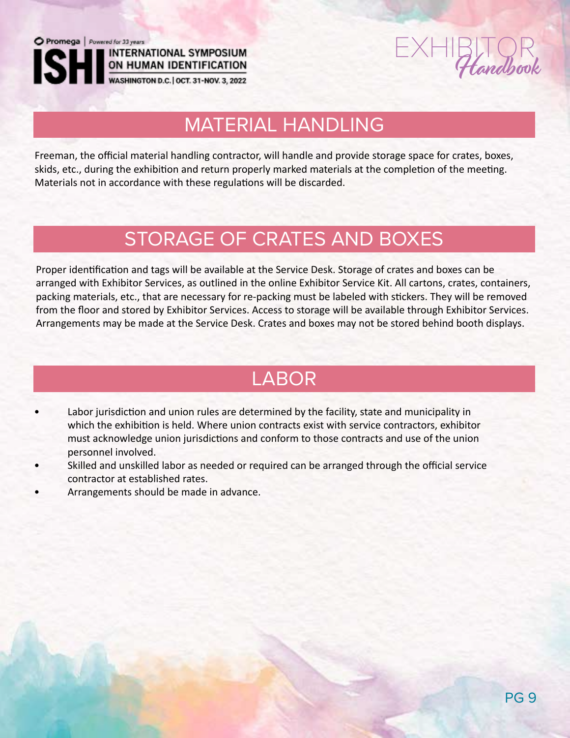## MATERIAL HANDLING

Freeman, the official material handling contractor, will handle and provide storage space for crates, boxes, skids, etc., during the exhibition and return properly marked materials at the completion of the meeting. Materials not in accordance with these regulations will be discarded.

## STORAGE OF CRATES AND BOXES

Proper identification and tags will be available at the Service Desk. Storage of crates and boxes can be arranged with Exhibitor Services, as outlined in the online Exhibitor Service Kit. All cartons, crates, containers, packing materials, etc., that are necessary for re-packing must be labeled with stickers. They will be removed from the floor and stored by Exhibitor Services. Access to storage will be available through Exhibitor Services. Arrangements may be made at the Service Desk. Crates and boxes may not be stored behind booth displays.

## LABOR

- Labor jurisdiction and union rules are determined by the facility, state and municipality in which the exhibition is held. Where union contracts exist with service contractors, exhibitor must acknowledge union jurisdictions and conform to those contracts and use of the union personnel involved.
- Skilled and unskilled labor as needed or required can be arranged through the official service contractor at established rates.
- Arrangements should be made in advance.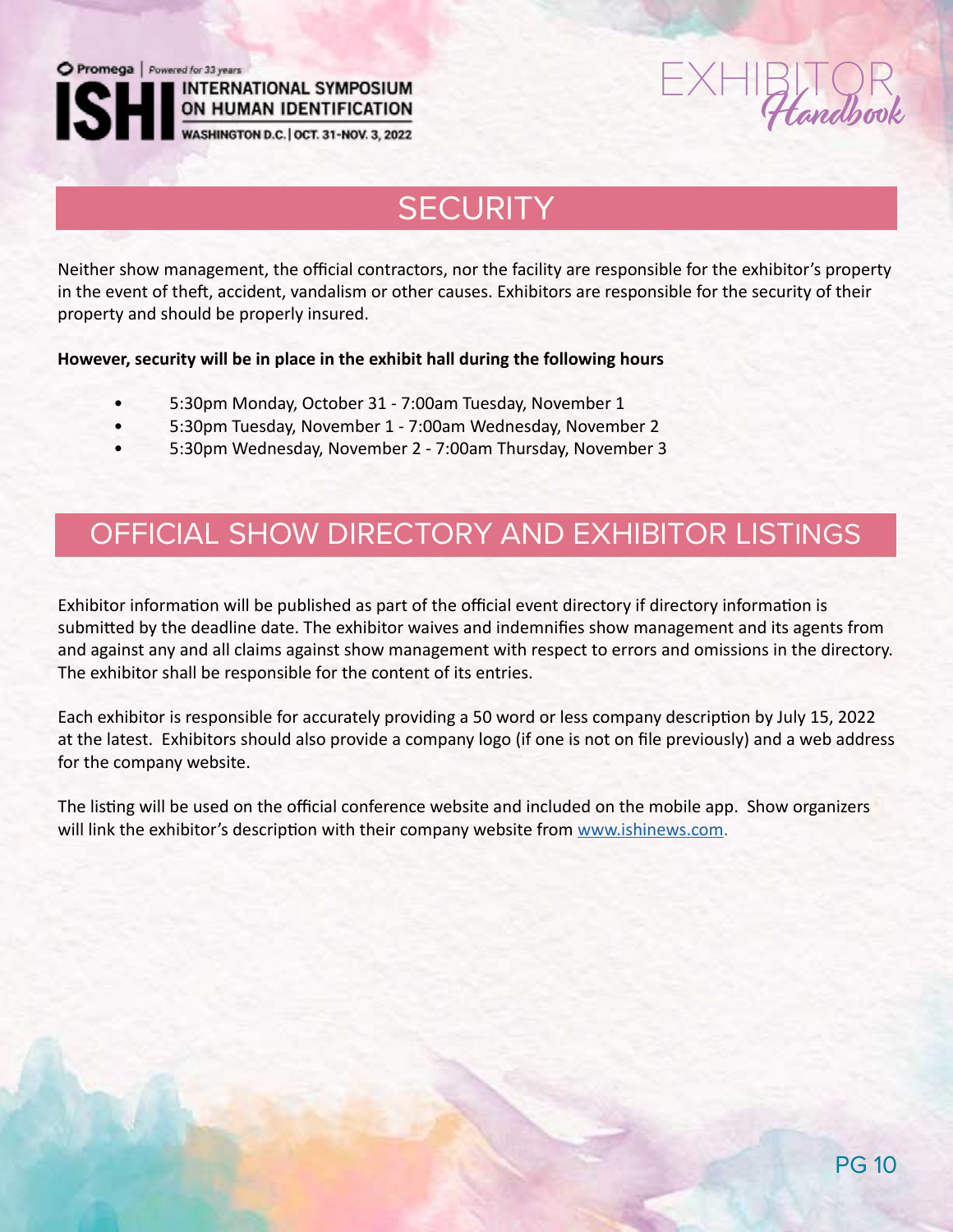## SECURITY

Neither show management, the official contractors, nor the facility are responsible for the exhibitor's property in the event of theft, accident, vandalism or other causes. Exhibitors are responsible for the security of their property and should be properly insured.

**However, security will be in place in the exhibit hall during the following hours**

- 5:30pm Monday, October 31 - 7:00am Tuesday, November 1
- 5:30pm Tuesday, November 1 - 7:00am Wednesday, November 2
- 5:30pm Wednesday, November 2 - 7:00am Thursday, November 3

## OFFICIAL SHOW DIRECTORY AND EXHIBITOR LISTINGS

Exhibitor information will be published as part of the official event directory if directory information is submitted by the deadline date. The exhibitor waives and indemnifies show management and its agents from and against any and all claims against show management with respect to errors and omissions in the directory. The exhibitor shall be responsible for the content of its entries.

Each exhibitor is responsible for accurately providing a 50 word or less company description by July 15, 2022 at the latest. Exhibitors should also provide a company logo (if one is not on file previously) and a web address for the company website.

The listing will be used on the official conference website and included on the mobile app. Show organizers will link the exhibitor's description with their company website from www.ishinews.com.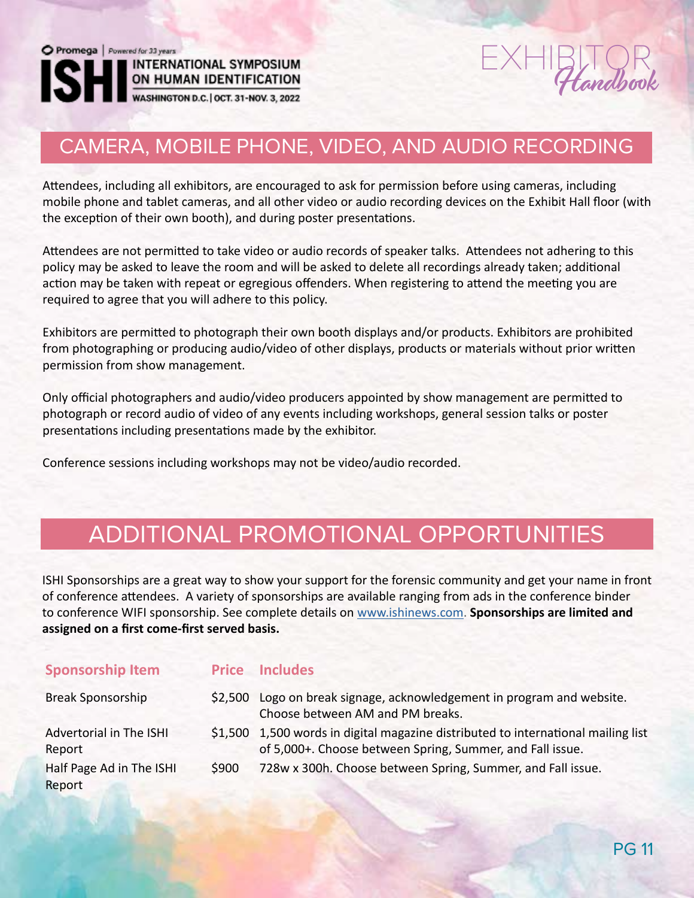## CAMERA, MOBILE PHONE, VIDEO, AND AUDIO RECORDING

Attendees, including all exhibitors, are encouraged to ask for permission before using cameras, including mobile phone and tablet cameras, and all other video or audio recording devices on the Exhibit Hall floor (with the exception of their own booth), and during poster presentations.

Attendees are not permitted to take video or audio records of speaker talks. Attendees not adhering to this policy may be asked to leave the room and will be asked to delete all recordings already taken; additional action may be taken with repeat or egregious offenders. When registering to attend the meeting you are required to agree that you will adhere to this policy.

Exhibitors are permitted to photograph their own booth displays and/or products. Exhibitors are prohibited from photographing or producing audio/video of other displays, products or materials without prior written permission from show management.

Only official photographers and audio/video producers appointed by show management are permitted to photograph or record audio of video of any events including workshops, general session talks or poster presentations including presentations made by the exhibitor.

Conference sessions including workshops may not be video/audio recorded.

## ADDITIONAL PROMOTIONAL OPPORTUNITIES

ISHI Sponsorships are a great way to show your support for the forensic community and get your name in front of conference attendees. A variety of sponsorships are available ranging from ads in the conference binder to conference WIFI sponsorship. See complete details on [www.ishinews.com](www.ishinews.com). **Sponsorships are limited and assigned on a first come-first served basis.**

| Sponsorship Item | Price | Includes |
|---|---|---|
| Break Sponsorship | $2,500 | Logo on break signage, acknowledgement in program and website. Choose between AM and PM breaks. |
| Advertorial in The ISHI Report | $1,500 | 1,500 words in digital magazine distributed to international mailing list of 5,000+. Choose between Spring, Summer, and Fall issue. |
| Half Page Ad in The ISHI Report | $900 | 728w x 300h. Choose between Spring, Summer, and Fall issue. |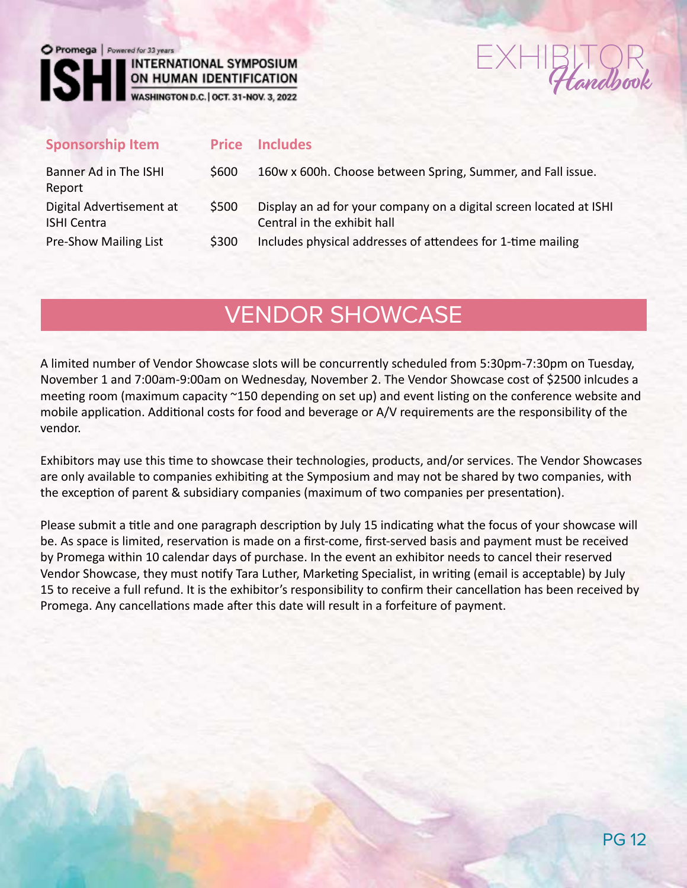| Sponsorship Item | Price | Includes |
|---|---|---|
| Banner Ad in The ISHI Report | $600 | 160w x 600h. Choose between Spring, Summer, and Fall issue. |
| Digital Advertisement at ISHI Centra | $500 | Display an ad for your company on a digital screen located at ISHI Central in the exhibit hall |
| Pre-Show Mailing List | $300 | Includes physical addresses of attendees for 1-time mailing |

## VENDOR SHOWCASE

A limited number of Vendor Showcase slots will be concurrently scheduled from 5:30pm-7:30pm on Tuesday, November 1 and 7:00am-9:00am on Wednesday, November 2. The Vendor Showcase cost of $2500 inlcudes a meeting room (maximum capacity ~150 depending on set up) and event listing on the conference website and mobile application. Additional costs for food and beverage or A/V requirements are the responsibility of the vendor.

Exhibitors may use this time to showcase their technologies, products, and/or services. The Vendor Showcases are only available to companies exhibiting at the Symposium and may not be shared by two companies, with the exception of parent & subsidiary companies (maximum of two companies per presentation).

Please submit a title and one paragraph description by July 15 indicating what the focus of your showcase will be. As space is limited, reservation is made on a first-come, first-served basis and payment must be received by Promega within 10 calendar days of purchase. In the event an exhibitor needs to cancel their reserved Vendor Showcase, they must notify Tara Luther, Marketing Specialist, in writing (email is acceptable) by July 15 to receive a full refund. It is the exhibitor's responsibility to confirm their cancellation has been received by Promega. Any cancellations made after this date will result in a forfeiture of payment.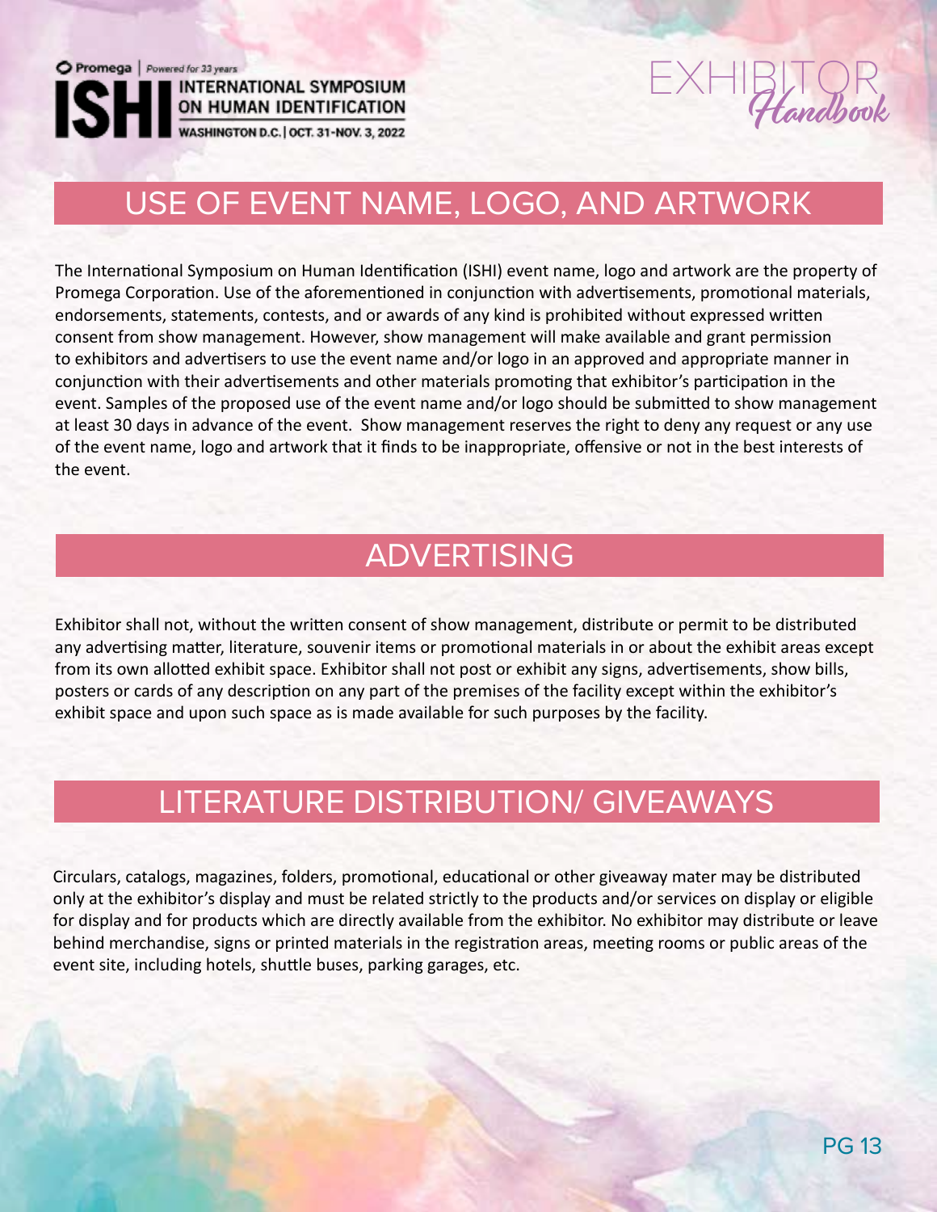## USE OF EVENT NAME, LOGO, AND ARTWORK

The International Symposium on Human Identification (ISHI) event name, logo and artwork are the property of Promega Corporation. Use of the aforementioned in conjunction with advertisements, promotional materials, endorsements, statements, contests, and or awards of any kind is prohibited without expressed written consent from show management. However, show management will make available and grant permission to exhibitors and advertisers to use the event name and/or logo in an approved and appropriate manner in conjunction with their advertisements and other materials promoting that exhibitor's participation in the event. Samples of the proposed use of the event name and/or logo should be submitted to show management at least 30 days in advance of the event. Show management reserves the right to deny any request or any use of the event name, logo and artwork that it finds to be inappropriate, offensive or not in the best interests of the event.

## ADVERTISING

Exhibitor shall not, without the written consent of show management, distribute or permit to be distributed any advertising matter, literature, souvenir items or promotional materials in or about the exhibit areas except from its own allotted exhibit space. Exhibitor shall not post or exhibit any signs, advertisements, show bills, posters or cards of any description on any part of the premises of the facility except within the exhibitor's exhibit space and upon such space as is made available for such purposes by the facility.

## LITERATURE DISTRIBUTION/ GIVEAWAYS

Circulars, catalogs, magazines, folders, promotional, educational or other giveaway mater may be distributed only at the exhibitor's display and must be related strictly to the products and/or services on display or eligible for display and for products which are directly available from the exhibitor. No exhibitor may distribute or leave behind merchandise, signs or printed materials in the registration areas, meeting rooms or public areas of the event site, including hotels, shuttle buses, parking garages, etc.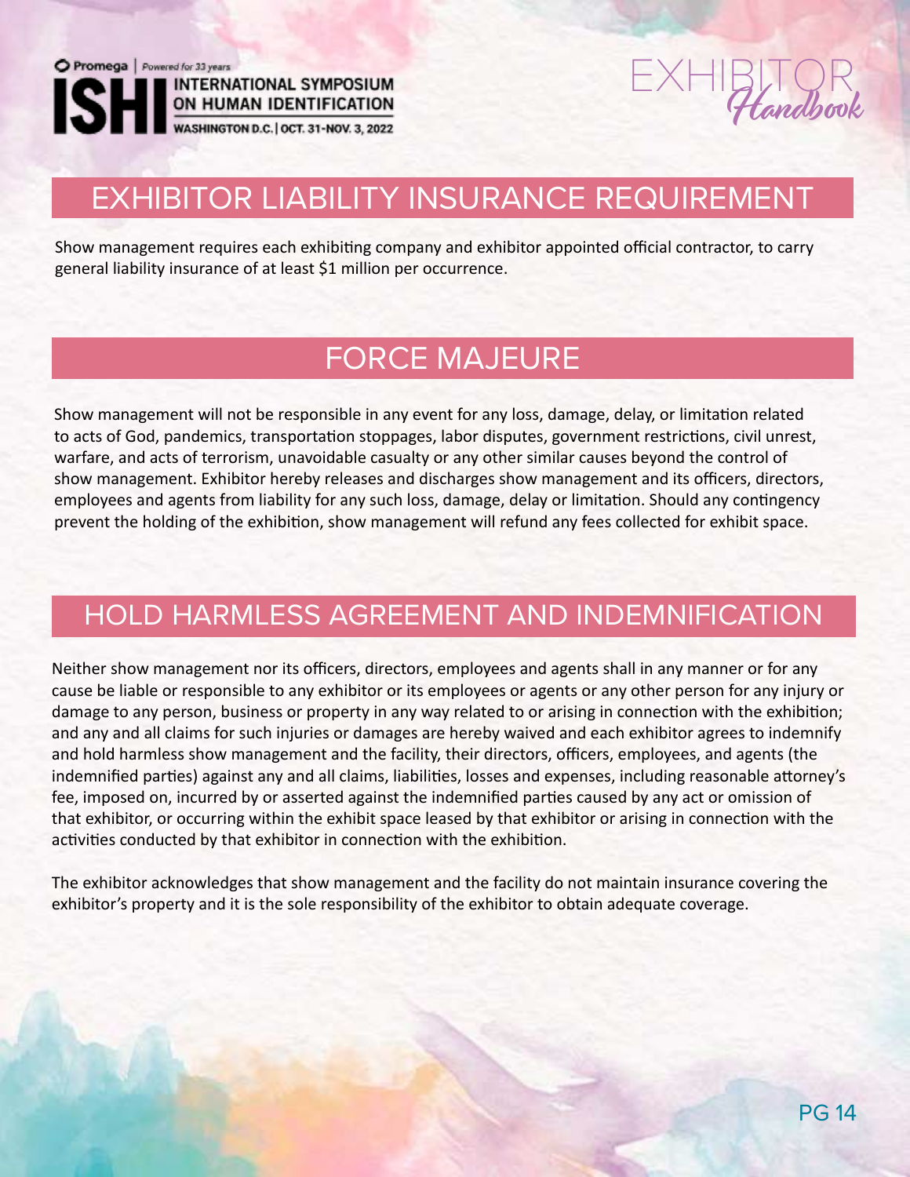## EXHIBITOR LIABILITY INSURANCE REQUIREMENT

Show management requires each exhibiting company and exhibitor appointed official contractor, to carry general liability insurance of at least $1 million per occurrence.

## FORCE MAJEURE

Show management will not be responsible in any event for any loss, damage, delay, or limitation related to acts of God, pandemics, transportation stoppages, labor disputes, government restrictions, civil unrest, warfare, and acts of terrorism, unavoidable casualty or any other similar causes beyond the control of show management. Exhibitor hereby releases and discharges show management and its officers, directors, employees and agents from liability for any such loss, damage, delay or limitation. Should any contingency prevent the holding of the exhibition, show management will refund any fees collected for exhibit space.

## HOLD HARMLESS AGREEMENT AND INDEMNIFICATION

Neither show management nor its officers, directors, employees and agents shall in any manner or for any cause be liable or responsible to any exhibitor or its employees or agents or any other person for any injury or damage to any person, business or property in any way related to or arising in connection with the exhibition; and any and all claims for such injuries or damages are hereby waived and each exhibitor agrees to indemnify and hold harmless show management and the facility, their directors, officers, employees, and agents (the indemnified parties) against any and all claims, liabilities, losses and expenses, including reasonable attorney's fee, imposed on, incurred by or asserted against the indemnified parties caused by any act or omission of that exhibitor, or occurring within the exhibit space leased by that exhibitor or arising in connection with the activities conducted by that exhibitor in connection with the exhibition.

The exhibitor acknowledges that show management and the facility do not maintain insurance covering the exhibitor's property and it is the sole responsibility of the exhibitor to obtain adequate coverage.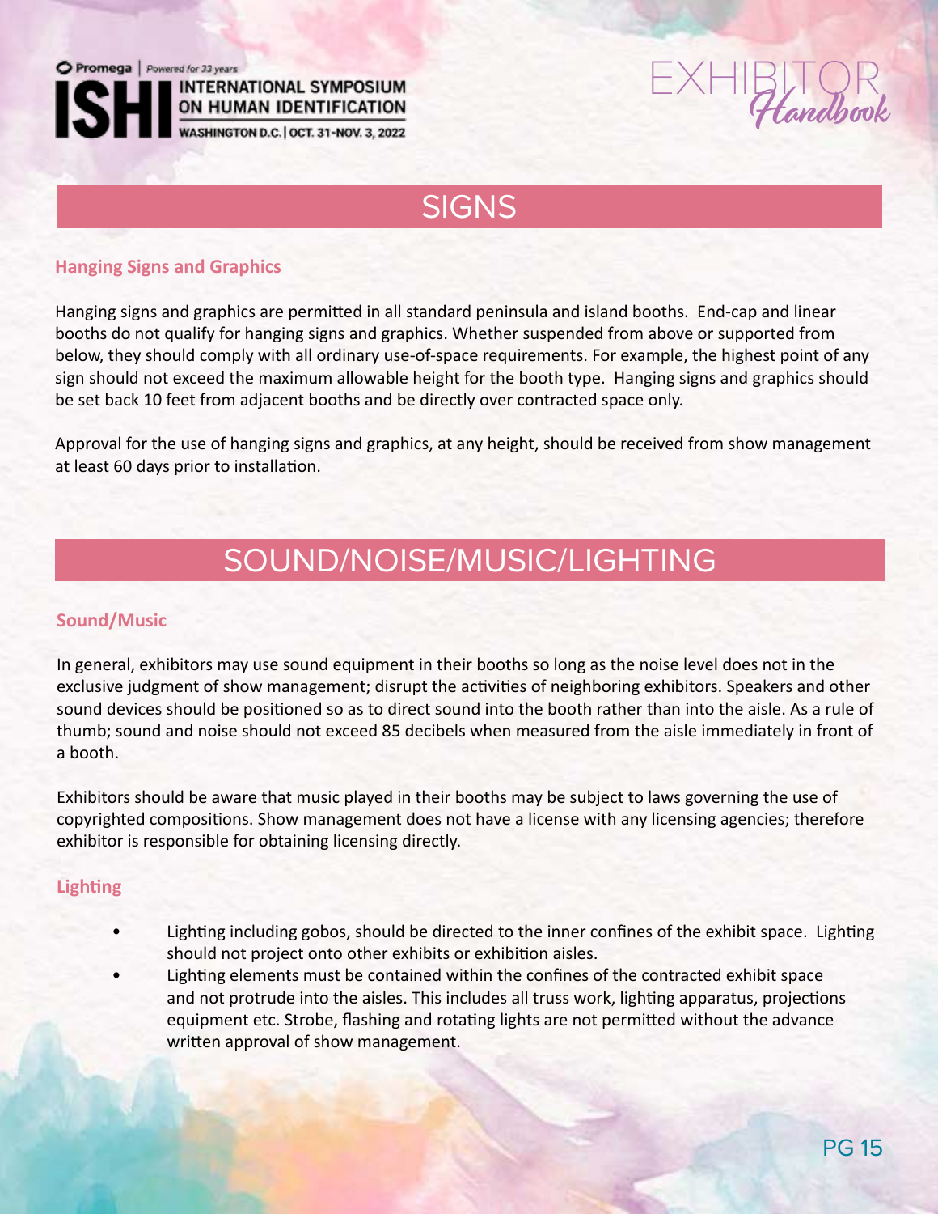## SIGNS

### Hanging Signs and Graphics

Hanging signs and graphics are permitted in all standard peninsula and island booths. End-cap and linear booths do not qualify for hanging signs and graphics. Whether suspended from above or supported from below, they should comply with all ordinary use-of-space requirements. For example, the highest point of any sign should not exceed the maximum allowable height for the booth type. Hanging signs and graphics should be set back 10 feet from adjacent booths and be directly over contracted space only.

Approval for the use of hanging signs and graphics, at any height, should be received from show management at least 60 days prior to installation.

## SOUND/NOISE/MUSIC/LIGHTING

### Sound/Music

In general, exhibitors may use sound equipment in their booths so long as the noise level does not in the exclusive judgment of show management; disrupt the activities of neighboring exhibitors. Speakers and other sound devices should be positioned so as to direct sound into the booth rather than into the aisle. As a rule of thumb; sound and noise should not exceed 85 decibels when measured from the aisle immediately in front of a booth.

Exhibitors should be aware that music played in their booths may be subject to laws governing the use of copyrighted compositions. Show management does not have a license with any licensing agencies; therefore exhibitor is responsible for obtaining licensing directly.

### Lighting

- Lighting including gobos, should be directed to the inner confines of the exhibit space. Lighting should not project onto other exhibits or exhibition aisles.
- Lighting elements must be contained within the confines of the contracted exhibit space and not protrude into the aisles. This includes all truss work, lighting apparatus, projections equipment etc. Strobe, flashing and rotating lights are not permitted without the advance written approval of show management.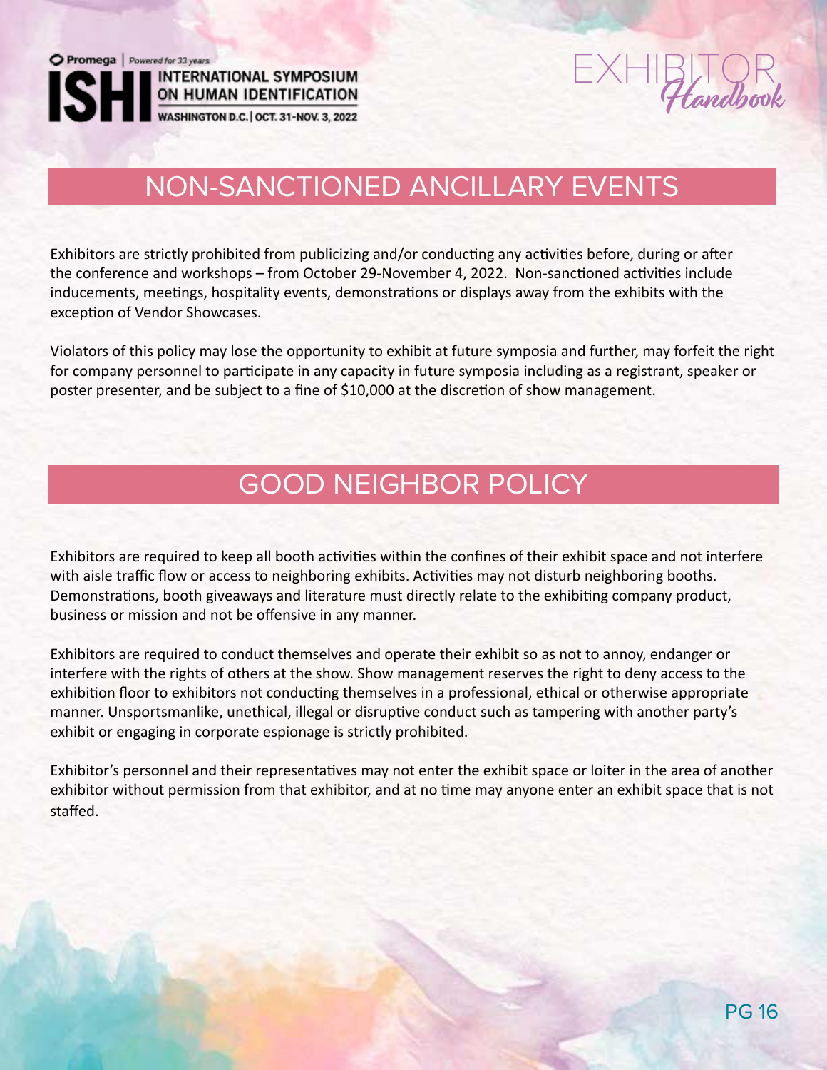# NON-SANCTIONED ANCILLARY EVENTS

Exhibitors are strictly prohibited from publicizing and/or conducting any activities before, during or after the conference and workshops – from October 29-November 4, 2022. Non-sanctioned activities include inducements, meetings, hospitality events, demonstrations or displays away from the exhibits with the exception of Vendor Showcases.

Violators of this policy may lose the opportunity to exhibit at future symposia and further, may forfeit the right for company personnel to participate in any capacity in future symposia including as a registrant, speaker or poster presenter, and be subject to a fine of $10,000 at the discretion of show management.

# GOOD NEIGHBOR POLICY

Exhibitors are required to keep all booth activities within the confines of their exhibit space and not interfere with aisle traffic flow or access to neighboring exhibits. Activities may not disturb neighboring booths. Demonstrations, booth giveaways and literature must directly relate to the exhibiting company product, business or mission and not be offensive in any manner.

Exhibitors are required to conduct themselves and operate their exhibit so as not to annoy, endanger or interfere with the rights of others at the show. Show management reserves the right to deny access to the exhibition floor to exhibitors not conducting themselves in a professional, ethical or otherwise appropriate manner. Unsportsmanlike, unethical, illegal or disruptive conduct such as tampering with another party's exhibit or engaging in corporate espionage is strictly prohibited.

Exhibitor's personnel and their representatives may not enter the exhibit space or loiter in the area of another exhibitor without permission from that exhibitor, and at no time may anyone enter an exhibit space that is not staffed.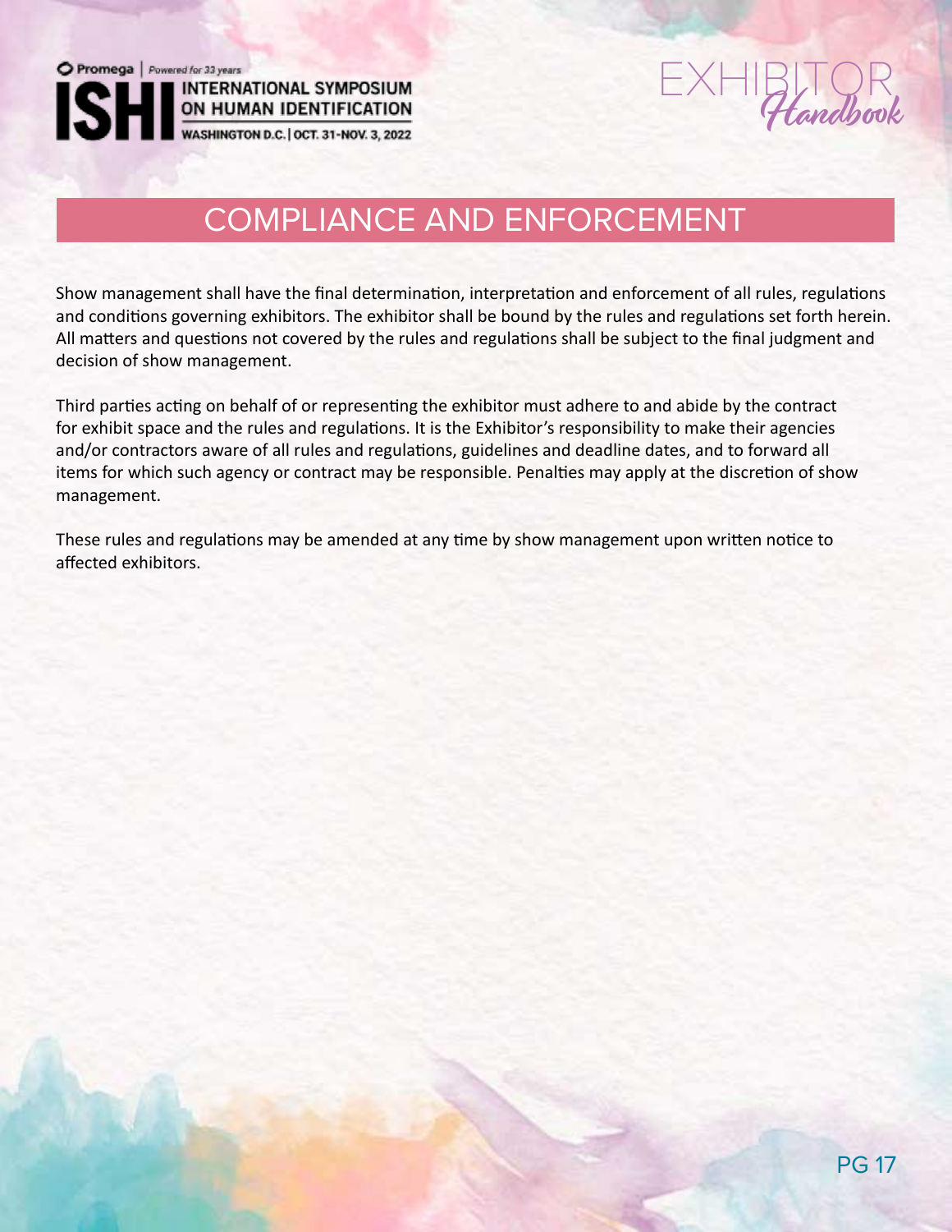# COMPLIANCE AND ENFORCEMENT

Show management shall have the final determination, interpretation and enforcement of all rules, regulations and conditions governing exhibitors. The exhibitor shall be bound by the rules and regulations set forth herein. All matters and questions not covered by the rules and regulations shall be subject to the final judgment and decision of show management.

Third parties acting on behalf of or representing the exhibitor must adhere to and abide by the contract for exhibit space and the rules and regulations. It is the Exhibitor's responsibility to make their agencies and/or contractors aware of all rules and regulations, guidelines and deadline dates, and to forward all items for which such agency or contract may be responsible. Penalties may apply at the discretion of show management.

These rules and regulations may be amended at any time by show management upon written notice to affected exhibitors.